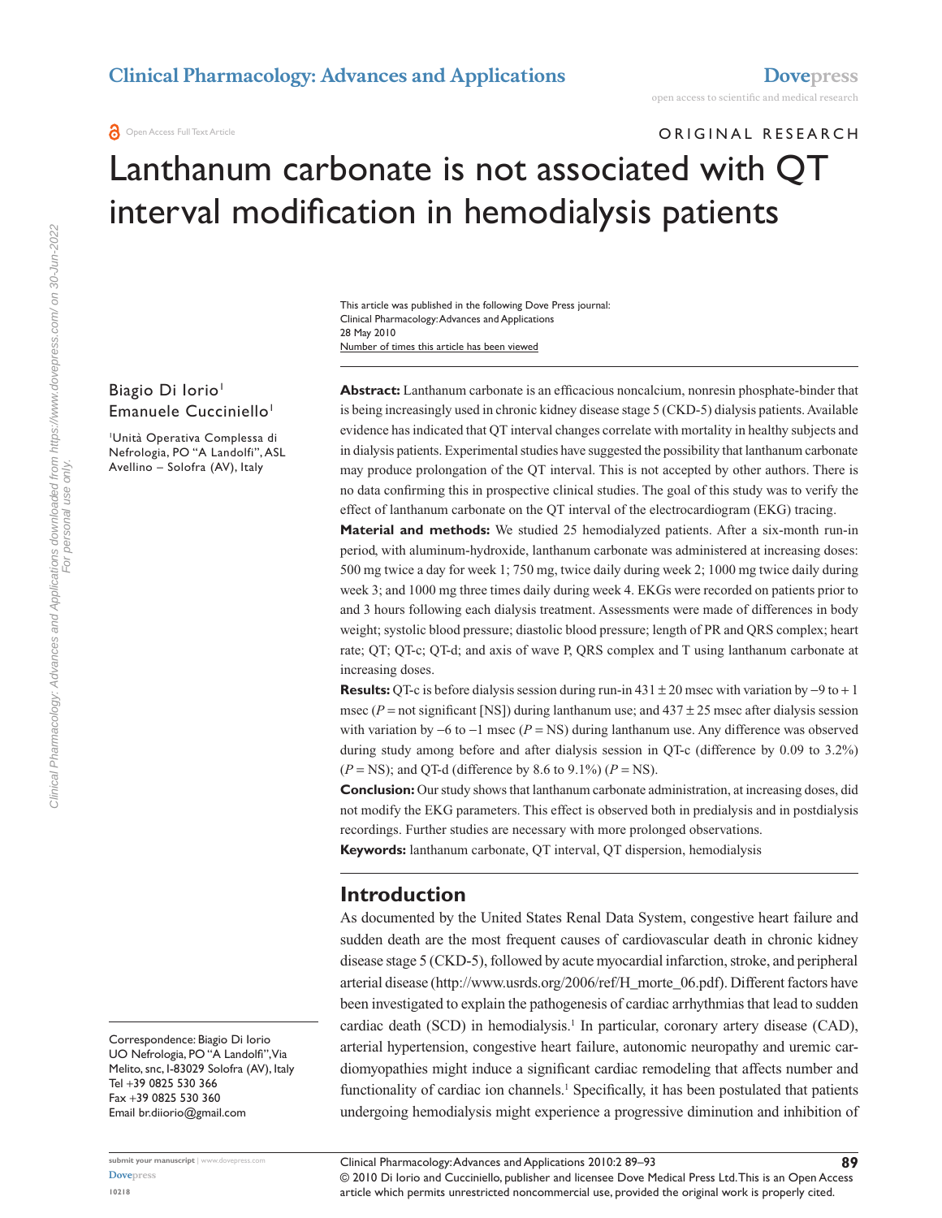ORIGINAL RESEARCH

# Lanthanum carbonate is not associated with QT interval modification in hemodialysis patients

Biagio Di Iorio[1]
Emanuele Cucciniello[1]

[1]Unità Operativa Complessa di Nefrologia, PO "A Landolfi", ASL Avellino – Solofra (AV), Italy

Correspondence: Biagio Di Iorio
UO Nefrologia, PO "A Landolfi", Via Melito, snc, I-83029 Solofra (AV), Italy
Tel +39 0825 530 366
Fax +39 0825 530 360
Email br.diiorio@gmail.com

**Abstract:** Lanthanum carbonate is an efficacious noncalcium, nonresin phosphate-binder that is being increasingly used in chronic kidney disease stage 5 (CKD-5) dialysis patients. Available evidence has indicated that QT interval changes correlate with mortality in healthy subjects and in dialysis patients. Experimental studies have suggested the possibility that lanthanum carbonate may produce prolongation of the QT interval. This is not accepted by other authors. There is no data confirming this in prospective clinical studies. The goal of this study was to verify the effect of lanthanum carbonate on the QT interval of the electrocardiogram (EKG) tracing.

**Material and methods:** We studied 25 hemodialyzed patients. After a six-month run-in period, with aluminum-hydroxide, lanthanum carbonate was administered at increasing doses: 500 mg twice a day for week 1; 750 mg, twice daily during week 2; 1000 mg twice daily during week 3; and 1000 mg three times daily during week 4. EKGs were recorded on patients prior to and 3 hours following each dialysis treatment. Assessments were made of differences in body weight; systolic blood pressure; diastolic blood pressure; length of PR and QRS complex; heart rate; QT; QT-c; QT-d; and axis of wave P, QRS complex and T using lanthanum carbonate at increasing doses.

**Results:** QT-c is before dialysis session during run-in $431 \pm 20$ msec with variation by $-9$ to $+1$ msec ($P$ = not significant [NS]) during lanthanum use; and $437 \pm 25$ msec after dialysis session with variation by $-6$ to $-1$ msec ($P$ = NS) during lanthanum use. Any difference was observed during study among before and after dialysis session in QT-c (difference by 0.09 to 3.2%) ($P$ = NS); and QT-d (difference by 8.6 to 9.1%) ($P$ = NS).

**Conclusion:** Our study shows that lanthanum carbonate administration, at increasing doses, did not modify the EKG parameters. This effect is observed both in predialysis and in postdialysis recordings. Further studies are necessary with more prolonged observations.

**Keywords:** lanthanum carbonate, QT interval, QT dispersion, hemodialysis

## Introduction

As documented by the United States Renal Data System, congestive heart failure and sudden death are the most frequent causes of cardiovascular death in chronic kidney disease stage 5 (CKD-5), followed by acute myocardial infarction, stroke, and peripheral arterial disease (http://www.usrds.org/2006/ref/H_morte_06.pdf). Different factors have been investigated to explain the pathogenesis of cardiac arrhythmias that lead to sudden cardiac death (SCD) in hemodialysis.[1] In particular, coronary artery disease (CAD), arterial hypertension, congestive heart failure, autonomic neuropathy and uremic cardiomyopathies might induce a significant cardiac remodeling that affects number and functionality of cardiac ion channels.[1] Specifically, it has been postulated that patients undergoing hemodialysis might experience a progressive diminution and inhibition of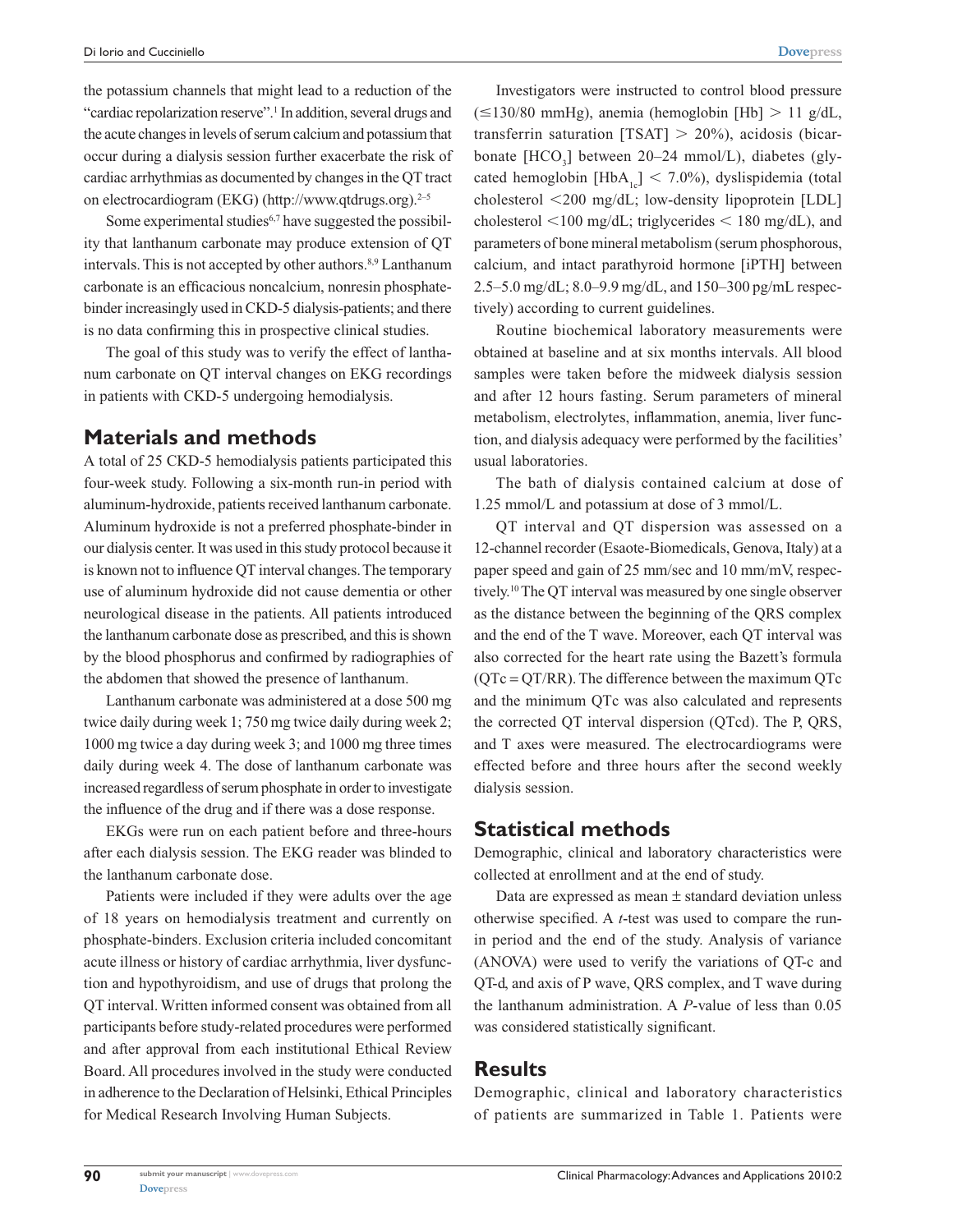the potassium channels that might lead to a reduction of the "cardiac repolarization reserve".[1] In addition, several drugs and the acute changes in levels of serum calcium and potassium that occur during a dialysis session further exacerbate the risk of cardiac arrhythmias as documented by changes in the QT tract on electrocardiogram (EKG) (http://www.qtdrugs.org).[2–5]

Some experimental studies[6,7] have suggested the possibility that lanthanum carbonate may produce extension of QT intervals. This is not accepted by other authors.[8,9] Lanthanum carbonate is an efficacious noncalcium, nonresin phosphate-binder increasingly used in CKD-5 dialysis-patients; and there is no data confirming this in prospective clinical studies.

The goal of this study was to verify the effect of lanthanum carbonate on QT interval changes on EKG recordings in patients with CKD-5 undergoing hemodialysis.

## Materials and methods

A total of 25 CKD-5 hemodialysis patients participated this four-week study. Following a six-month run-in period with aluminum-hydroxide, patients received lanthanum carbonate. Aluminum hydroxide is not a preferred phosphate-binder in our dialysis center. It was used in this study protocol because it is known not to influence QT interval changes. The temporary use of aluminum hydroxide did not cause dementia or other neurological disease in the patients. All patients introduced the lanthanum carbonate dose as prescribed, and this is shown by the blood phosphorus and confirmed by radiographies of the abdomen that showed the presence of lanthanum.

Lanthanum carbonate was administered at a dose 500 mg twice daily during week 1; 750 mg twice daily during week 2; 1000 mg twice a day during week 3; and 1000 mg three times daily during week 4. The dose of lanthanum carbonate was increased regardless of serum phosphate in order to investigate the influence of the drug and if there was a dose response.

EKGs were run on each patient before and three-hours after each dialysis session. The EKG reader was blinded to the lanthanum carbonate dose.

Patients were included if they were adults over the age of 18 years on hemodialysis treatment and currently on phosphate-binders. Exclusion criteria included concomitant acute illness or history of cardiac arrhythmia, liver dysfunction and hypothyroidism, and use of drugs that prolong the QT interval. Written informed consent was obtained from all participants before study-related procedures were performed and after approval from each institutional Ethical Review Board. All procedures involved in the study were conducted in adherence to the Declaration of Helsinki, Ethical Principles for Medical Research Involving Human Subjects.

Investigators were instructed to control blood pressure ($\leq$130/80 mmHg), anemia (hemoglobin [Hb] $>$ 11 g/dL, transferrin saturation [TSAT] $>$ 20%), acidosis (bicarbonate [$HCO_3$] between 20–24 mmol/L), diabetes (glycated hemoglobin [$HbA_{1c}$] $<$ 7.0%), dyslispidemia (total cholesterol $<$200 mg/dL; low-density lipoprotein [LDL] cholesterol $<$100 mg/dL; triglycerides $<$ 180 mg/dL), and parameters of bone mineral metabolism (serum phosphorous, calcium, and intact parathyroid hormone [iPTH] between 2.5–5.0 mg/dL; 8.0–9.9 mg/dL, and 150–300 pg/mL respectively) according to current guidelines.

Routine biochemical laboratory measurements were obtained at baseline and at six months intervals. All blood samples were taken before the midweek dialysis session and after 12 hours fasting. Serum parameters of mineral metabolism, electrolytes, inflammation, anemia, liver function, and dialysis adequacy were performed by the facilities' usual laboratories.

The bath of dialysis contained calcium at dose of 1.25 mmol/L and potassium at dose of 3 mmol/L.

QT interval and QT dispersion was assessed on a 12-channel recorder (Esaote-Biomedicals, Genova, Italy) at a paper speed and gain of 25 mm/sec and 10 mm/mV, respectively.[10] The QT interval was measured by one single observer as the distance between the beginning of the QRS complex and the end of the T wave. Moreover, each QT interval was also corrected for the heart rate using the Bazett's formula (QTc = QT/RR). The difference between the maximum QTc and the minimum QTc was also calculated and represents the corrected QT interval dispersion (QTcd). The P, QRS, and T axes were measured. The electrocardiograms were effected before and three hours after the second weekly dialysis session.

## Statistical methods

Demographic, clinical and laboratory characteristics were collected at enrollment and at the end of study.

Data are expressed as mean $\pm$ standard deviation unless otherwise specified. A *t*-test was used to compare the run-in period and the end of the study. Analysis of variance (ANOVA) were used to verify the variations of QT-c and QT-d, and axis of P wave, QRS complex, and T wave during the lanthanum administration. A *P*-value of less than 0.05 was considered statistically significant.

## Results

Demographic, clinical and laboratory characteristics of patients are summarized in Table 1. Patients were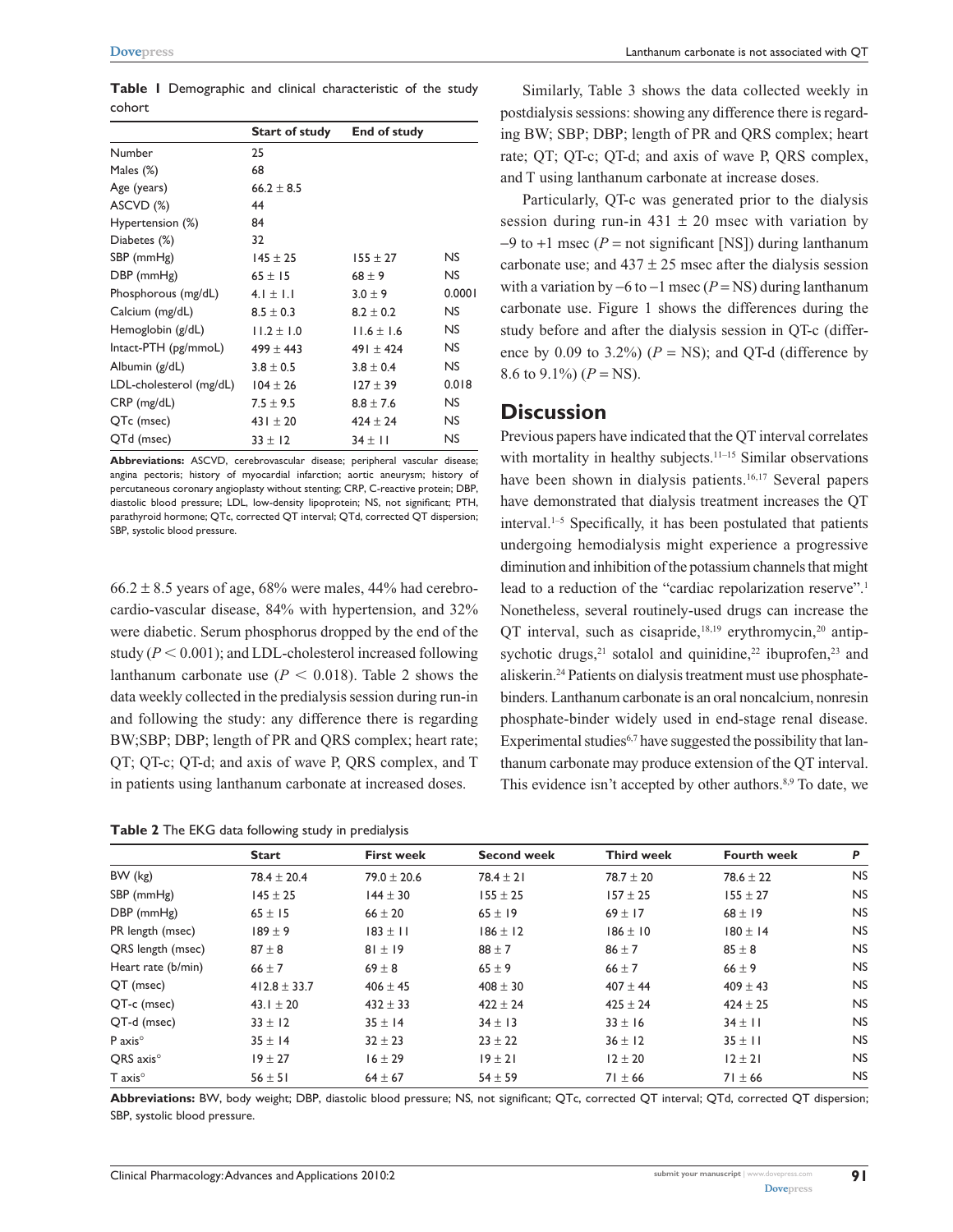**Table 1** Demographic and clinical characteristic of the study cohort

| | Start of study | End of study | |
|---|---|---|---|
| Number | 25 | | |
| Males (%) | 68 | | |
| Age (years) | 66.2 ± 8.5 | | |
| ASCVD (%) | 44 | | |
| Hypertension (%) | 84 | | |
| Diabetes (%) | 32 | | |
| SBP (mmHg) | 145 ± 25 | 155 ± 27 | NS |
| DBP (mmHg) | 65 ± 15 | 68 ± 9 | NS |
| Phosphorous (mg/dL) | 4.1 ± 1.1 | 3.0 ± 9 | 0.0001 |
| Calcium (mg/dL) | 8.5 ± 0.3 | 8.2 ± 0.2 | NS |
| Hemoglobin (g/dL) | 11.2 ± 1.0 | 11.6 ± 1.6 | NS |
| Intact-PTH (pg/mmoL) | 499 ± 443 | 491 ± 424 | NS |
| Albumin (g/dL) | 3.8 ± 0.5 | 3.8 ± 0.4 | NS |
| LDL-cholesterol (mg/dL) | 104 ± 26 | 127 ± 39 | 0.018 |
| CRP (mg/dL) | 7.5 ± 9.5 | 8.8 ± 7.6 | NS |
| QTc (msec) | 431 ± 20 | 424 ± 24 | NS |
| QTd (msec) | 33 ± 12 | 34 ± 11 | NS |

**Abbreviations:** ASCVD, cerebrovascular disease; peripheral vascular disease; angina pectoris; history of myocardial infarction; aortic aneurysm; history of percutaneous coronary angioplasty without stenting; CRP, C-reactive protein; DBP, diastolic blood pressure; LDL, low-density lipoprotein; NS, not significant; PTH, parathyroid hormone; QTc, corrected QT interval; QTd, corrected QT dispersion; SBP, systolic blood pressure.

66.2 ± 8.5 years of age, 68% were males, 44% had cerebro-cardio-vascular disease, 84% with hypertension, and 32% were diabetic. Serum phosphorus dropped by the end of the study ($P < 0.001$); and LDL-cholesterol increased following lanthanum carbonate use ($P < 0.018$). Table 2 shows the data weekly collected in the predialysis session during run-in and following the study: any difference there is regarding BW;SBP; DBP; length of PR and QRS complex; heart rate; QT; QT-c; QT-d; and axis of wave P, QRS complex, and T in patients using lanthanum carbonate at increased doses.

**Table 2** The EKG data following study in predialysis

| | Start | First week | Second week | Third week | Fourth week | *P* |
|---|---|---|---|---|---|---|
| BW (kg) | 78.4 ± 20.4 | 79.0 ± 20.6 | 78.4 ± 21 | 78.7 ± 20 | 78.6 ± 22 | NS |
| SBP (mmHg) | 145 ± 25 | 144 ± 30 | 155 ± 25 | 157 ± 25 | 155 ± 27 | NS |
| DBP (mmHg) | 65 ± 15 | 66 ± 20 | 65 ± 19 | 69 ± 17 | 68 ± 19 | NS |
| PR length (msec) | 189 ± 9 | 183 ± 11 | 186 ± 12 | 186 ± 10 | 180 ± 14 | NS |
| QRS length (msec) | 87 ± 8 | 81 ± 19 | 88 ± 7 | 86 ± 7 | 85 ± 8 | NS |
| Heart rate (b/min) | 66 ± 7 | 69 ± 8 | 65 ± 9 | 66 ± 7 | 66 ± 9 | NS |
| QT (msec) | 412.8 ± 33.7 | 406 ± 45 | 408 ± 30 | 407 ± 44 | 409 ± 43 | NS |
| QT-c (msec) | 43.1 ± 20 | 432 ± 33 | 422 ± 24 | 425 ± 24 | 424 ± 25 | NS |
| QT-d (msec) | 33 ± 12 | 35 ± 14 | 34 ± 13 | 33 ± 16 | 34 ± 11 | NS |
| P axis° | 35 ± 14 | 32 ± 23 | 23 ± 22 | 36 ± 12 | 35 ± 11 | NS |
| QRS axis° | 19 ± 27 | 16 ± 29 | 19 ± 21 | 12 ± 20 | 12 ± 21 | NS |
| T axis° | 56 ± 51 | 64 ± 67 | 54 ± 59 | 71 ± 66 | 71 ± 66 | NS |

**Abbreviations:** BW, body weight; DBP, diastolic blood pressure; NS, not significant; QTc, corrected QT interval; QTd, corrected QT dispersion; SBP, systolic blood pressure.

Similarly, Table 3 shows the data collected weekly in postdialysis sessions: showing any difference there is regarding BW; SBP; DBP; length of PR and QRS complex; heart rate; QT; QT-c; QT-d; and axis of wave P, QRS complex, and T using lanthanum carbonate at increase doses.

Particularly, QT-c was generated prior to the dialysis session during run-in 431 ± 20 msec with variation by −9 to +1 msec ($P$ = not significant [NS]) during lanthanum carbonate use; and 437 ± 25 msec after the dialysis session with a variation by −6 to −1 msec ($P$ = NS) during lanthanum carbonate use. Figure 1 shows the differences during the study before and after the dialysis session in QT-c (difference by 0.09 to 3.2%) ($P$ = NS); and QT-d (difference by 8.6 to 9.1%) ($P$ = NS).

## Discussion

Previous papers have indicated that the QT interval correlates with mortality in healthy subjects.[11–15] Similar observations have been shown in dialysis patients.[16,17] Several papers have demonstrated that dialysis treatment increases the QT interval.[1–5] Specifically, it has been postulated that patients undergoing hemodialysis might experience a progressive diminution and inhibition of the potassium channels that might lead to a reduction of the "cardiac repolarization reserve".[1] Nonetheless, several routinely-used drugs can increase the QT interval, such as cisapride,[18,19] erythromycin,[20] antipsychotic drugs,[21] sotalol and quinidine,[22] ibuprofen,[23] and aliskerin.[24] Patients on dialysis treatment must use phosphate-binders. Lanthanum carbonate is an oral noncalcium, nonresin phosphate-binder widely used in end-stage renal disease. Experimental studies[6,7] have suggested the possibility that lanthanum carbonate may produce extension of the QT interval. This evidence isn't accepted by other authors.[8,9] To date, we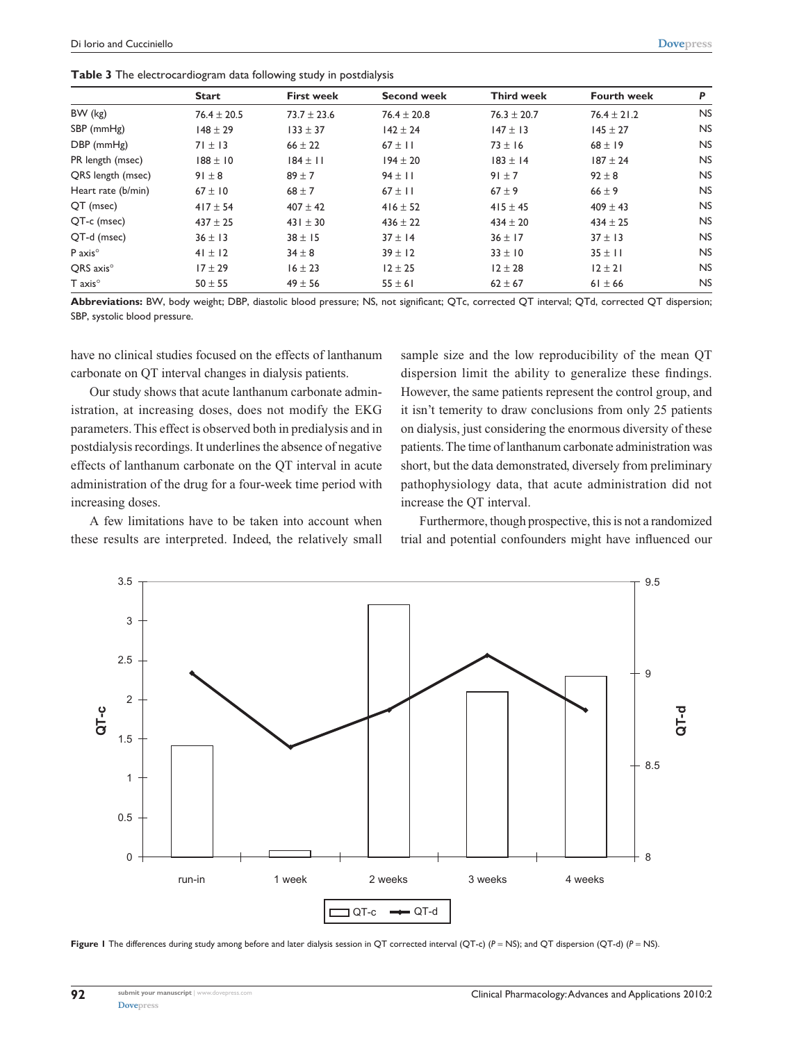**Table 3** The electrocardiogram data following study in postdialysis

| | Start | First week | Second week | Third week | Fourth week | P |
|---|---|---|---|---|---|---|
| BW (kg) | 76.4 ± 20.5 | 73.7 ± 23.6 | 76.4 ± 20.8 | 76.3 ± 20.7 | 76.4 ± 21.2 | NS |
| SBP (mmHg) | 148 ± 29 | 133 ± 37 | 142 ± 24 | 147 ± 13 | 145 ± 27 | NS |
| DBP (mmHg) | 71 ± 13 | 66 ± 22 | 67 ± 11 | 73 ± 16 | 68 ± 19 | NS |
| PR length (msec) | 188 ± 10 | 184 ± 11 | 194 ± 20 | 183 ± 14 | 187 ± 24 | NS |
| QRS length (msec) | 91 ± 8 | 89 ± 7 | 94 ± 11 | 91 ± 7 | 92 ± 8 | NS |
| Heart rate (b/min) | 67 ± 10 | 68 ± 7 | 67 ± 11 | 67 ± 9 | 66 ± 9 | NS |
| QT (msec) | 417 ± 54 | 407 ± 42 | 416 ± 52 | 415 ± 45 | 409 ± 43 | NS |
| QT-c (msec) | 437 ± 25 | 431 ± 30 | 436 ± 22 | 434 ± 20 | 434 ± 25 | NS |
| QT-d (msec) | 36 ± 13 | 38 ± 15 | 37 ± 14 | 36 ± 17 | 37 ± 13 | NS |
| P axis° | 41 ± 12 | 34 ± 8 | 39 ± 12 | 33 ± 10 | 35 ± 11 | NS |
| QRS axis° | 17 ± 29 | 16 ± 23 | 12 ± 25 | 12 ± 28 | 12 ± 21 | NS |
| T axis° | 50 ± 55 | 49 ± 56 | 55 ± 61 | 62 ± 67 | 61 ± 66 | NS |

**Abbreviations:** BW, body weight; DBP, diastolic blood pressure; NS, not significant; QTc, corrected QT interval; QTd, corrected QT dispersion; SBP, systolic blood pressure.

have no clinical studies focused on the effects of lanthanum carbonate on QT interval changes in dialysis patients.

Our study shows that acute lanthanum carbonate administration, at increasing doses, does not modify the EKG parameters. This effect is observed both in predialysis and in postdialysis recordings. It underlines the absence of negative effects of lanthanum carbonate on the QT interval in acute administration of the drug for a four-week time period with increasing doses.

A few limitations have to be taken into account when these results are interpreted. Indeed, the relatively small sample size and the low reproducibility of the mean QT dispersion limit the ability to generalize these findings. However, the same patients represent the control group, and it isn't temerity to draw conclusions from only 25 patients on dialysis, just considering the enormous diversity of these patients. The time of lanthanum carbonate administration was short, but the data demonstrated, diversely from preliminary pathophysiology data, that acute administration did not increase the QT interval.

Furthermore, though prospective, this is not a randomized trial and potential confounders might have influenced our

**Figure 1** The differences during study among before and later dialysis session in QT corrected interval (QT-c) ($P$ = NS); and QT dispersion (QT-d) ($P$ = NS).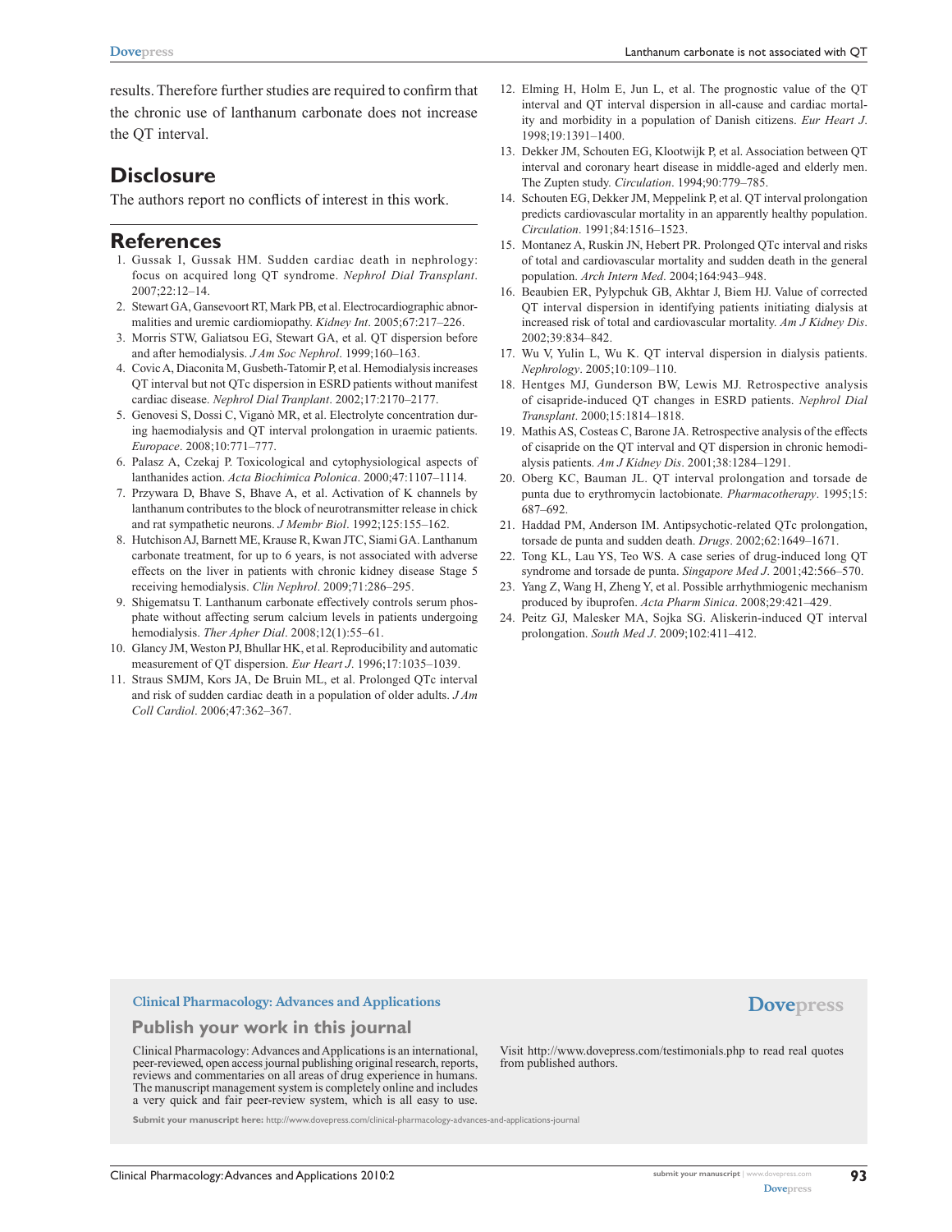results. Therefore further studies are required to confirm that the chronic use of lanthanum carbonate does not increase the QT interval.

## Disclosure

The authors report no conflicts of interest in this work.

## References

1. Gussak I, Gussak HM. Sudden cardiac death in nephrology: focus on acquired long QT syndrome. *Nephrol Dial Transplant*. 2007;22:12–14.
2. Stewart GA, Gansevoort RT, Mark PB, et al. Electrocardiographic abnormalities and uremic cardiomiopathy. *Kidney Int*. 2005;67:217–226.
3. Morris STW, Galiatsou EG, Stewart GA, et al. QT dispersion before and after hemodialysis. *J Am Soc Nephrol*. 1999;160–163.
4. Covic A, Diaconita M, Gusbeth-Tatomir P, et al. Hemodialysis increases QT interval but not QTc dispersion in ESRD patients without manifest cardiac disease. *Nephrol Dial Tranplant*. 2002;17:2170–2177.
5. Genovesi S, Dossi C, Viganò MR, et al. Electrolyte concentration during haemodialysis and QT interval prolongation in uraemic patients. *Europace*. 2008;10:771–777.
6. Palasz A, Czekaj P. Toxicological and cytophysiological aspects of lanthanides action. *Acta Biochimica Polonica*. 2000;47:1107–1114.
7. Przywara D, Bhave S, Bhave A, et al. Activation of K channels by lanthanum contributes to the block of neurotransmitter release in chick and rat sympathetic neurons. *J Membr Biol*. 1992;125:155–162.
8. Hutchison AJ, Barnett ME, Krause R, Kwan JTC, Siami GA. Lanthanum carbonate treatment, for up to 6 years, is not associated with adverse effects on the liver in patients with chronic kidney disease Stage 5 receiving hemodialysis. *Clin Nephrol*. 2009;71:286–295.
9. Shigematsu T. Lanthanum carbonate effectively controls serum phosphate without affecting serum calcium levels in patients undergoing hemodialysis. *Ther Apher Dial*. 2008;12(1):55–61.
10. Glancy JM, Weston PJ, Bhullar HK, et al. Reproducibility and automatic measurement of QT dispersion. *Eur Heart J*. 1996;17:1035–1039.
11. Straus SMJM, Kors JA, De Bruin ML, et al. Prolonged QTc interval and risk of sudden cardiac death in a population of older adults. *J Am Coll Cardiol*. 2006;47:362–367.
12. Elming H, Holm E, Jun L, et al. The prognostic value of the QT interval and QT interval dispersion in all-cause and cardiac mortality and morbidity in a population of Danish citizens. *Eur Heart J*. 1998;19:1391–1400.
13. Dekker JM, Schouten EG, Klootwijk P, et al. Association between QT interval and coronary heart disease in middle-aged and elderly men. The Zupten study. *Circulation*. 1994;90:779–785.
14. Schouten EG, Dekker JM, Meppelink P, et al. QT interval prolongation predicts cardiovascular mortality in an apparently healthy population. *Circulation*. 1991;84:1516–1523.
15. Montanez A, Ruskin JN, Hebert PR. Prolonged QTc interval and risks of total and cardiovascular mortality and sudden death in the general population. *Arch Intern Med*. 2004;164:943–948.
16. Beaubien ER, Pylypchuk GB, Akhtar J, Biem HJ. Value of corrected QT interval dispersion in identifying patients initiating dialysis at increased risk of total and cardiovascular mortality. *Am J Kidney Dis*. 2002;39:834–842.
17. Wu V, Yulin L, Wu K. QT interval dispersion in dialysis patients. *Nephrology*. 2005;10:109–110.
18. Hentges MJ, Gunderson BW, Lewis MJ. Retrospective analysis of cisapride-induced QT changes in ESRD patients. *Nephrol Dial Transplant*. 2000;15:1814–1818.
19. Mathis AS, Costeas C, Barone JA. Retrospective analysis of the effects of cisapride on the QT interval and QT dispersion in chronic hemodialysis patients. *Am J Kidney Dis*. 2001;38:1284–1291.
20. Oberg KC, Bauman JL. QT interval prolongation and torsade de punta due to erythromycin lactobionate. *Pharmacotherapy*. 1995;15:687–692.
21. Haddad PM, Anderson IM. Antipsychotic-related QTc prolongation, torsade de punta and sudden death. *Drugs*. 2002;62:1649–1671.
22. Tong KL, Lau YS, Teo WS. A case series of drug-induced long QT syndrome and torsade de punta. *Singapore Med J*. 2001;42:566–570.
23. Yang Z, Wang H, Zheng Y, et al. Possible arrhythmiogenic mechanism produced by ibuprofen. *Acta Pharm Sinica*. 2008;29:421–429.
24. Peitz GJ, Malesker MA, Sojka SG. Aliskerin-induced QT interval prolongation. *South Med J*. 2009;102:411–412.

**Clinical Pharmacology: Advances and Applications**

**Publish your work in this journal**

Clinical Pharmacology: Advances and Applications is an international, peer-reviewed, open access journal publishing original research, reports, reviews and commentaries on all areas of drug experience in humans. The manuscript management system is completely online and includes a very quick and fair peer-review system, which is all easy to use.

Visit http://www.dovepress.com/testimonials.php to read real quotes from published authors.

**Submit your manuscript here:** http://www.dovepress.com/clinical-pharmacology-advances-and-applications-journal